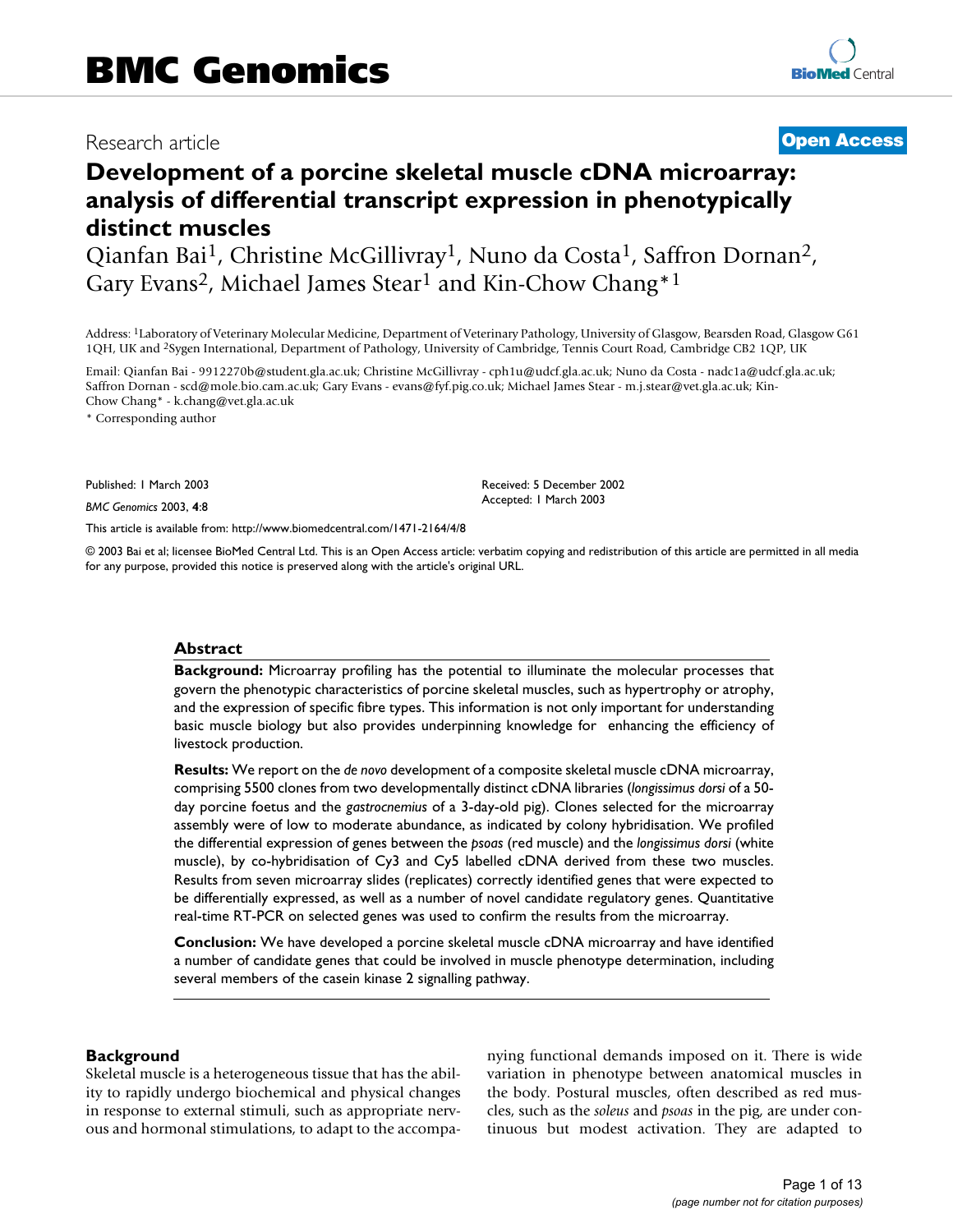# BMC Genomics

Research article **Open Access**

## Development of a porcine skeletal muscle cDNA microarray: analysis of differential transcript expression in phenotypically distinct muscles

Qianfan Bai[1], Christine McGillivray[1], Nuno da Costa[1], Saffron Dornan[2], Gary Evans[2], Michael James Stear[1] and Kin-Chow Chang*[1]

Address: [1]Laboratory of Veterinary Molecular Medicine, Department of Veterinary Pathology, University of Glasgow, Bearsden Road, Glasgow G61 1QH, UK and [2]Sygen International, Department of Pathology, University of Cambridge, Tennis Court Road, Cambridge CB2 1QP, UK

Email: Qianfan Bai - 9912270b@student.gla.ac.uk; Christine McGillivray - cph1u@udcf.gla.ac.uk; Nuno da Costa - nadc1a@udcf.gla.ac.uk; Saffron Dornan - scd@mole.bio.cam.ac.uk; Gary Evans - evans@fyf.pig.co.uk; Michael James Stear - m.j.stear@vet.gla.ac.uk; Kin-Chow Chang* - k.chang@vet.gla.ac.uk

* Corresponding author

Published: 1 March 2003

*BMC Genomics* 2003, **4**:8

Received: 5 December 2002
Accepted: 1 March 2003

This article is available from: http://www.biomedcentral.com/1471-2164/4/8

© 2003 Bai et al; licensee BioMed Central Ltd. This is an Open Access article: verbatim copying and redistribution of this article are permitted in all media for any purpose, provided this notice is preserved along with the article's original URL.

### Abstract

**Background:** Microarray profiling has the potential to illuminate the molecular processes that govern the phenotypic characteristics of porcine skeletal muscles, such as hypertrophy or atrophy, and the expression of specific fibre types. This information is not only important for understanding basic muscle biology but also provides underpinning knowledge for enhancing the efficiency of livestock production.

**Results:** We report on the *de novo* development of a composite skeletal muscle cDNA microarray, comprising 5500 clones from two developmentally distinct cDNA libraries (*longissimus dorsi* of a 50-day porcine foetus and the *gastrocnemius* of a 3-day-old pig). Clones selected for the microarray assembly were of low to moderate abundance, as indicated by colony hybridisation. We profiled the differential expression of genes between the *psoas* (red muscle) and the *longissimus dorsi* (white muscle), by co-hybridisation of Cy3 and Cy5 labelled cDNA derived from these two muscles. Results from seven microarray slides (replicates) correctly identified genes that were expected to be differentially expressed, as well as a number of novel candidate regulatory genes. Quantitative real-time RT-PCR on selected genes was used to confirm the results from the microarray.

**Conclusion:** We have developed a porcine skeletal muscle cDNA microarray and have identified a number of candidate genes that could be involved in muscle phenotype determination, including several members of the casein kinase 2 signalling pathway.

### Background

Skeletal muscle is a heterogeneous tissue that has the ability to rapidly undergo biochemical and physical changes in response to external stimuli, such as appropriate nervous and hormonal stimulations, to adapt to the accompanying functional demands imposed on it. There is wide variation in phenotype between anatomical muscles in the body. Postural muscles, often described as red muscles, such as the *soleus* and *psoas* in the pig, are under continuous but modest activation. They are adapted to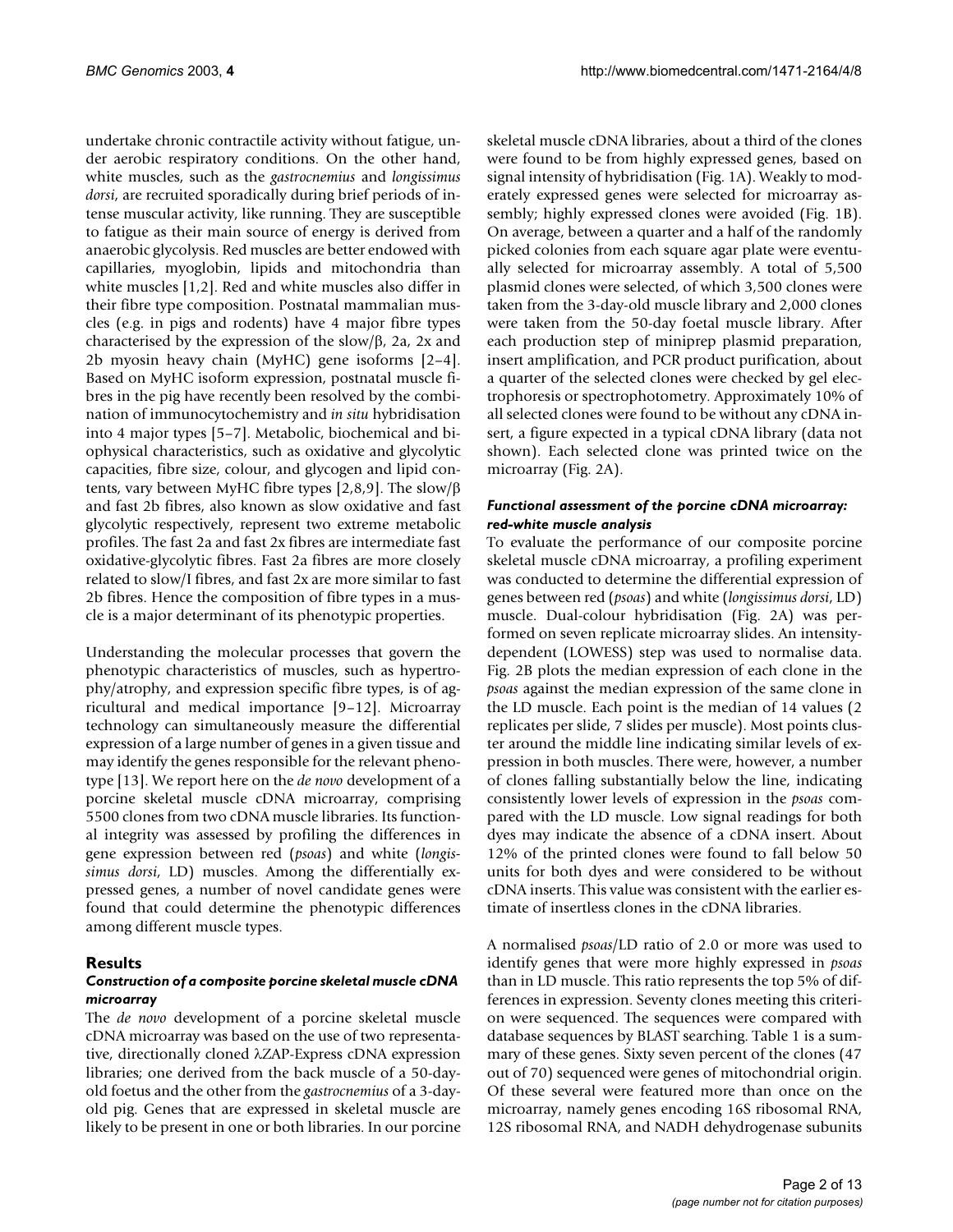undertake chronic contractile activity without fatigue, under aerobic respiratory conditions. On the other hand, white muscles, such as the *gastrocnemius* and *longissimus dorsi*, are recruited sporadically during brief periods of intense muscular activity, like running. They are susceptible to fatigue as their main source of energy is derived from anaerobic glycolysis. Red muscles are better endowed with capillaries, myoglobin, lipids and mitochondria than white muscles [1,2]. Red and white muscles also differ in their fibre type composition. Postnatal mammalian muscles (e.g. in pigs and rodents) have 4 major fibre types characterised by the expression of the slow/β, 2a, 2x and 2b myosin heavy chain (MyHC) gene isoforms [2–4]. Based on MyHC isoform expression, postnatal muscle fibres in the pig have recently been resolved by the combination of immunocytochemistry and *in situ* hybridisation into 4 major types [5–7]. Metabolic, biochemical and biophysical characteristics, such as oxidative and glycolytic capacities, fibre size, colour, and glycogen and lipid contents, vary between MyHC fibre types [2,8,9]. The slow/β and fast 2b fibres, also known as slow oxidative and fast glycolytic respectively, represent two extreme metabolic profiles. The fast 2a and fast 2x fibres are intermediate fast oxidative-glycolytic fibres. Fast 2a fibres are more closely related to slow/I fibres, and fast 2x are more similar to fast 2b fibres. Hence the composition of fibre types in a muscle is a major determinant of its phenotypic properties.

Understanding the molecular processes that govern the phenotypic characteristics of muscles, such as hypertrophy/atrophy, and expression specific fibre types, is of agricultural and medical importance [9–12]. Microarray technology can simultaneously measure the differential expression of a large number of genes in a given tissue and may identify the genes responsible for the relevant phenotype [13]. We report here on the *de novo* development of a porcine skeletal muscle cDNA microarray, comprising 5500 clones from two cDNA muscle libraries. Its functional integrity was assessed by profiling the differences in gene expression between red (*psoas*) and white (*longissimus dorsi*, LD) muscles. Among the differentially expressed genes, a number of novel candidate genes were found that could determine the phenotypic differences among different muscle types.

## Results

### Construction of a composite porcine skeletal muscle cDNA microarray

The *de novo* development of a porcine skeletal muscle cDNA microarray was based on the use of two representative, directionally cloned λZAP-Express cDNA expression libraries; one derived from the back muscle of a 50-day-old foetus and the other from the *gastrocnemius* of a 3-day-old pig. Genes that are expressed in skeletal muscle are likely to be present in one or both libraries. In our porcine skeletal muscle cDNA libraries, about a third of the clones were found to be from highly expressed genes, based on signal intensity of hybridisation (Fig. 1A). Weakly to moderately expressed genes were selected for microarray assembly; highly expressed clones were avoided (Fig. 1B). On average, between a quarter and a half of the randomly picked colonies from each square agar plate were eventually selected for microarray assembly. A total of 5,500 plasmid clones were selected, of which 3,500 clones were taken from the 3-day-old muscle library and 2,000 clones were taken from the 50-day foetal muscle library. After each production step of miniprep plasmid preparation, insert amplification, and PCR product purification, about a quarter of the selected clones were checked by gel electrophoresis or spectrophotometry. Approximately 10% of all selected clones were found to be without any cDNA insert, a figure expected in a typical cDNA library (data not shown). Each selected clone was printed twice on the microarray (Fig. 2A).

### Functional assessment of the porcine cDNA microarray: red-white muscle analysis

To evaluate the performance of our composite porcine skeletal muscle cDNA microarray, a profiling experiment was conducted to determine the differential expression of genes between red (*psoas*) and white (*longissimus dorsi*, LD) muscle. Dual-colour hybridisation (Fig. 2A) was performed on seven replicate microarray slides. An intensity-dependent (LOWESS) step was used to normalise data. Fig. 2B plots the median expression of each clone in the *psoas* against the median expression of the same clone in the LD muscle. Each point is the median of 14 values (2 replicates per slide, 7 slides per muscle). Most points cluster around the middle line indicating similar levels of expression in both muscles. There were, however, a number of clones falling substantially below the line, indicating consistently lower levels of expression in the *psoas* compared with the LD muscle. Low signal readings for both dyes may indicate the absence of a cDNA insert. About 12% of the printed clones were found to fall below 50 units for both dyes and were considered to be without cDNA inserts. This value was consistent with the earlier estimate of insertless clones in the cDNA libraries.

A normalised *psoas*/LD ratio of 2.0 or more was used to identify genes that were more highly expressed in *psoas* than in LD muscle. This ratio represents the top 5% of differences in expression. Seventy clones meeting this criterion were sequenced. The sequences were compared with database sequences by BLAST searching. Table 1 is a summary of these genes. Sixty seven percent of the clones (47 out of 70) sequenced were genes of mitochondrial origin. Of these several were featured more than once on the microarray, namely genes encoding 16S ribosomal RNA, 12S ribosomal RNA, and NADH dehydrogenase subunits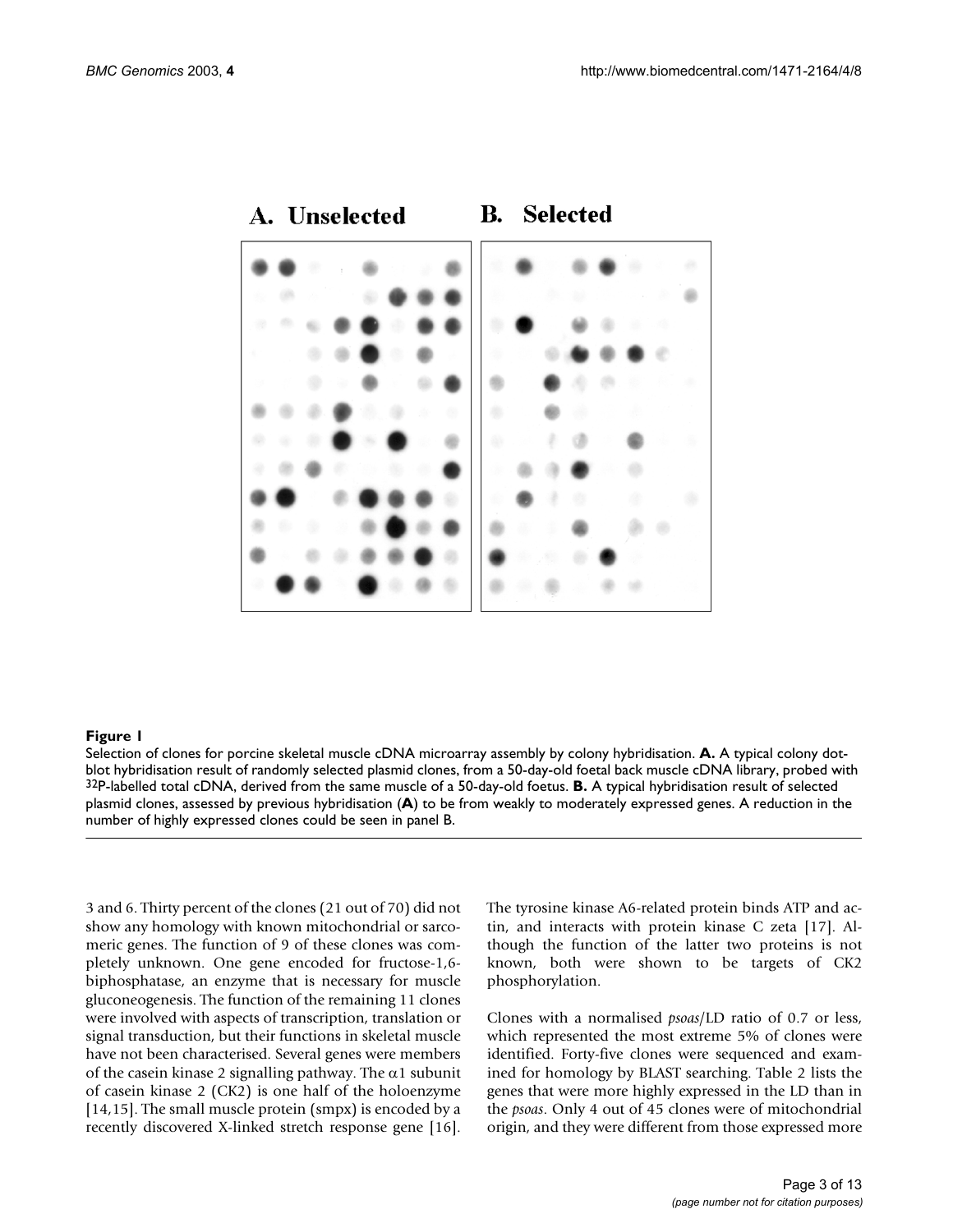**Figure 1**

Selection of clones for porcine skeletal muscle cDNA microarray assembly by colony hybridisation. **A.** A typical colony dot-blot hybridisation result of randomly selected plasmid clones, from a 50-day-old foetal back muscle cDNA library, probed with $^{32}$P-labelled total cDNA, derived from the same muscle of a 50-day-old foetus. **B.** A typical hybridisation result of selected plasmid clones, assessed by previous hybridisation (**A**) to be from weakly to moderately expressed genes. A reduction in the number of highly expressed clones could be seen in panel B.

3 and 6. Thirty percent of the clones (21 out of 70) did not show any homology with known mitochondrial or sarcomeric genes. The function of 9 of these clones was completely unknown. One gene encoded for fructose-1,6-biphosphatase, an enzyme that is necessary for muscle gluconeogenesis. The function of the remaining 11 clones were involved with aspects of transcription, translation or signal transduction, but their functions in skeletal muscle have not been characterised. Several genes were members of the casein kinase 2 signalling pathway. The $\alpha 1$ subunit of casein kinase 2 (CK2) is one half of the holoenzyme [14,15]. The small muscle protein (smpx) is encoded by a recently discovered X-linked stretch response gene [16]. The tyrosine kinase A6-related protein binds ATP and actin, and interacts with protein kinase C zeta [17]. Although the function of the latter two proteins is not known, both were shown to be targets of CK2 phosphorylation.

Clones with a normalised *psoas*/LD ratio of 0.7 or less, which represented the most extreme 5% of clones were identified. Forty-five clones were sequenced and examined for homology by BLAST searching. Table 2 lists the genes that were more highly expressed in the LD than in the *psoas*. Only 4 out of 45 clones were of mitochondrial origin, and they were different from those expressed more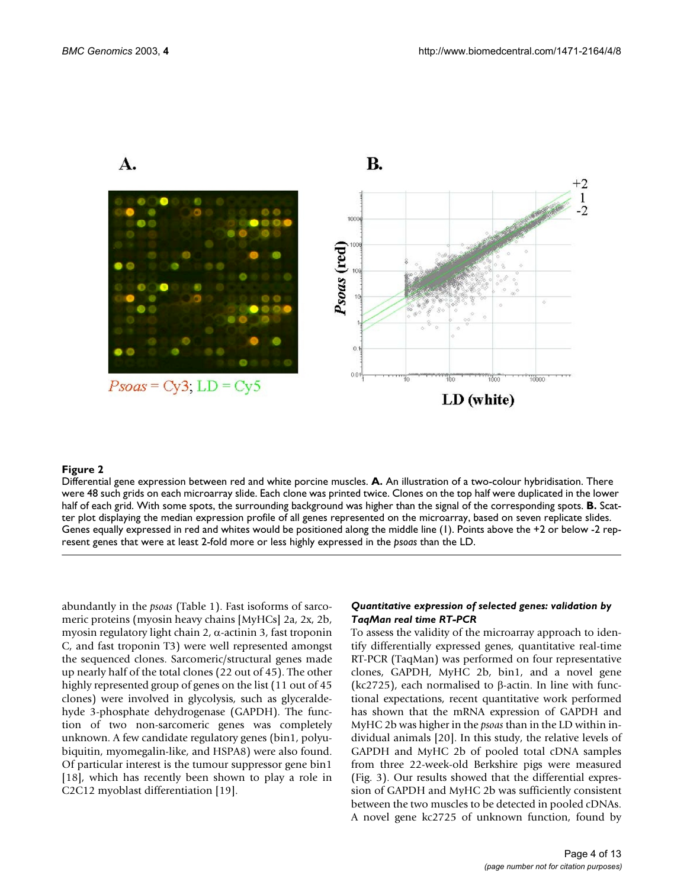**Figure 2**

Differential gene expression between red and white porcine muscles. **A.** An illustration of a two-colour hybridisation. There were 48 such grids on each microarray slide. Each clone was printed twice. Clones on the top half were duplicated in the lower half of each grid. With some spots, the surrounding background was higher than the signal of the corresponding spots. **B.** Scatter plot displaying the median expression profile of all genes represented on the microarray, based on seven replicate slides. Genes equally expressed in red and whites would be positioned along the middle line (1). Points above the +2 or below -2 represent genes that were at least 2-fold more or less highly expressed in the *psoas* than the LD.

abundantly in the *psoas* (Table 1). Fast isoforms of sarcomeric proteins (myosin heavy chains [MyHCs] 2a, 2x, 2b, myosin regulatory light chain 2, α-actinin 3, fast troponin C, and fast troponin T3) were well represented amongst the sequenced clones. Sarcomeric/structural genes made up nearly half of the total clones (22 out of 45). The other highly represented group of genes on the list (11 out of 45 clones) were involved in glycolysis, such as glyceraldehyde 3-phosphate dehydrogenase (GAPDH). The function of two non-sarcomeric genes was completely unknown. A few candidate regulatory genes (bin1, polyubiquitin, myomegalin-like, and HSPA8) were also found. Of particular interest is the tumour suppressor gene bin1 [18], which has recently been shown to play a role in C2C12 myoblast differentiation [19].

### *Quantitative expression of selected genes: validation by TaqMan real time RT-PCR*

To assess the validity of the microarray approach to identify differentially expressed genes, quantitative real-time RT-PCR (TaqMan) was performed on four representative clones, GAPDH, MyHC 2b, bin1, and a novel gene (kc2725), each normalised to β-actin. In line with functional expectations, recent quantitative work performed has shown that the mRNA expression of GAPDH and MyHC 2b was higher in the *psoas* than in the LD within individual animals [20]. In this study, the relative levels of GAPDH and MyHC 2b of pooled total cDNA samples from three 22-week-old Berkshire pigs were measured (Fig. 3). Our results showed that the differential expression of GAPDH and MyHC 2b was sufficiently consistent between the two muscles to be detected in pooled cDNAs. A novel gene kc2725 of unknown function, found by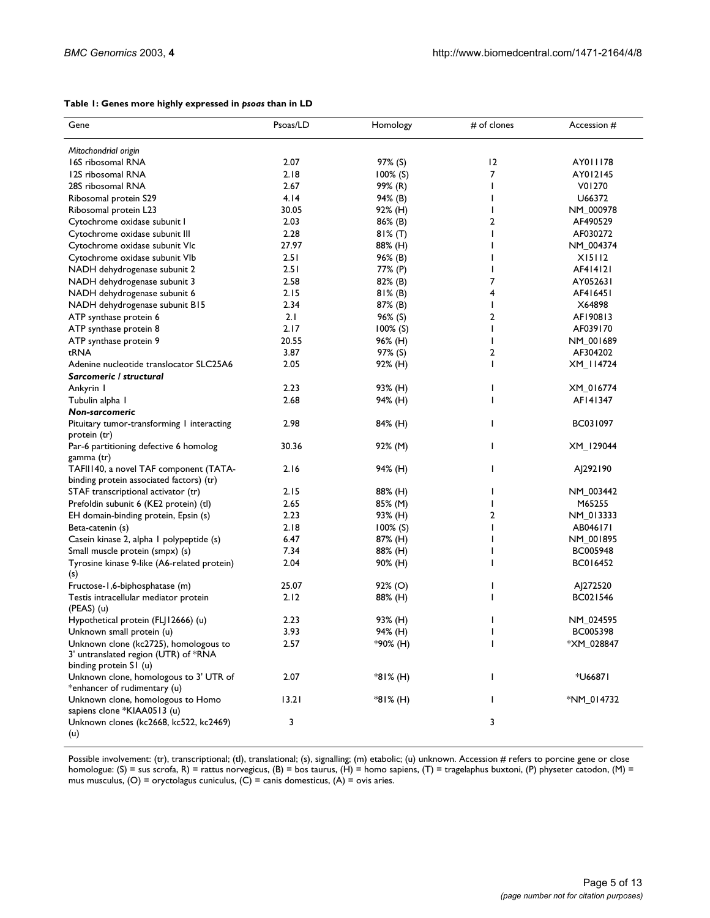**Table 1: Genes more highly expressed in *psoas* than in LD**

| Gene | Psoas/LD | Homology | # of clones | Accession # |
| --- | --- | --- | --- | --- |
| *Mitochondrial origin* | | | | |
| 16S ribosomal RNA | 2.07 | 97% (S) | 12 | AY011178 |
| 12S ribosomal RNA | 2.18 | 100% (S) | 7 | AY012145 |
| 28S ribosomal RNA | 2.67 | 99% (R) | 1 | V01270 |
| Ribosomal protein S29 | 4.14 | 94% (B) | 1 | U66372 |
| Ribosomal protein L23 | 30.05 | 92% (H) | 1 | NM_000978 |
| Cytochrome oxidase subunit I | 2.03 | 86% (B) | 2 | AF490529 |
| Cytochrome oxidase subunit III | 2.28 | 81% (T) | 1 | AF030272 |
| Cytochrome oxidase subunit VIc | 27.97 | 88% (H) | 1 | NM_004374 |
| Cytochrome oxidase subunit VIb | 2.51 | 96% (B) | 1 | X15112 |
| NADH dehydrogenase subunit 2 | 2.51 | 77% (P) | 1 | AF414121 |
| NADH dehydrogenase subunit 3 | 2.58 | 82% (B) | 7 | AY052631 |
| NADH dehydrogenase subunit 6 | 2.15 | 81% (B) | 4 | AF416451 |
| NADH dehydrogenase subunit B15 | 2.34 | 87% (B) | 1 | X64898 |
| ATP synthase protein 6 | 2.1 | 96% (S) | 2 | AF190813 |
| ATP synthase protein 8 | 2.17 | 100% (S) | 1 | AF039170 |
| ATP synthase protein 9 | 20.55 | 96% (H) | 1 | NM_001689 |
| tRNA | 3.87 | 97% (S) | 2 | AF304202 |
| Adenine nucleotide translocator SLC25A6 | 2.05 | 92% (H) | 1 | XM_114724 |
| ***Sarcomeric / structural*** | | | | |
| Ankyrin 1 | 2.23 | 93% (H) | 1 | XM_016774 |
| Tubulin alpha 1 | 2.68 | 94% (H) | 1 | AF141347 |
| ***Non-sarcomeric*** | | | | |
| Pituitary tumor-transforming 1 interacting protein (tr) | 2.98 | 84% (H) | 1 | BC031097 |
| Par-6 partitioning defective 6 homolog gamma (tr) | 30.36 | 92% (M) | 1 | XM_129044 |
| TAFII140, a novel TAF component (TATA-binding protein associated factors) (tr) | 2.16 | 94% (H) | 1 | AJ292190 |
| STAF transcriptional activator (tr) | 2.15 | 88% (H) | 1 | NM_003442 |
| Prefoldin subunit 6 (KE2 protein) (tl) | 2.65 | 85% (M) | 1 | M65255 |
| EH domain-binding protein, Epsin (s) | 2.23 | 93% (H) | 2 | NM_013333 |
| Beta-catenin (s) | 2.18 | 100% (S) | 1 | AB046171 |
| Casein kinase 2, alpha 1 polypeptide (s) | 6.47 | 87% (H) | 1 | NM_001895 |
| Small muscle protein (smpx) (s) | 7.34 | 88% (H) | 1 | BC005948 |
| Tyrosine kinase 9-like (A6-related protein) (s) | 2.04 | 90% (H) | 1 | BC016452 |
| Fructose-1,6-biphosphatase (m) | 25.07 | 92% (O) | 1 | AJ272520 |
| Testis intracellular mediator protein (PEAS) (u) | 2.12 | 88% (H) | 1 | BC021546 |
| Hypothetical protein (FLJ12666) (u) | 2.23 | 93% (H) | 1 | NM_024595 |
| Unknown small protein (u) | 3.93 | 94% (H) | 1 | BC005398 |
| Unknown clone (kc2725), homologous to 3' untranslated region (UTR) of *RNA binding protein S1 (u) | 2.57 | *90% (H) | 1 | *XM_028847 |
| Unknown clone, homologous to 3' UTR of *enhancer of rudimentary (u) | 2.07 | *81% (H) | 1 | *U66871 |
| Unknown clone, homologous to Homo sapiens clone *KIAA0513 (u) | 13.21 | *81% (H) | 1 | *NM_014732 |
| Unknown clones (kc2668, kc522, kc2469) (u) | 3 | | 3 | |

Possible involvement: (tr), transcriptional; (tl), translational; (s), signalling; (m) etabolic; (u) unknown. Accession # refers to porcine gene or close homologue: (S) = sus scrofa, R) = rattus norvegicus, (B) = bos taurus, (H) = homo sapiens, (T) = tragelaphus buxtoni, (P) physeter catodon, (M) = mus musculus, (O) = oryctolagus cuniculus, (C) = canis domesticus, (A) = ovis aries.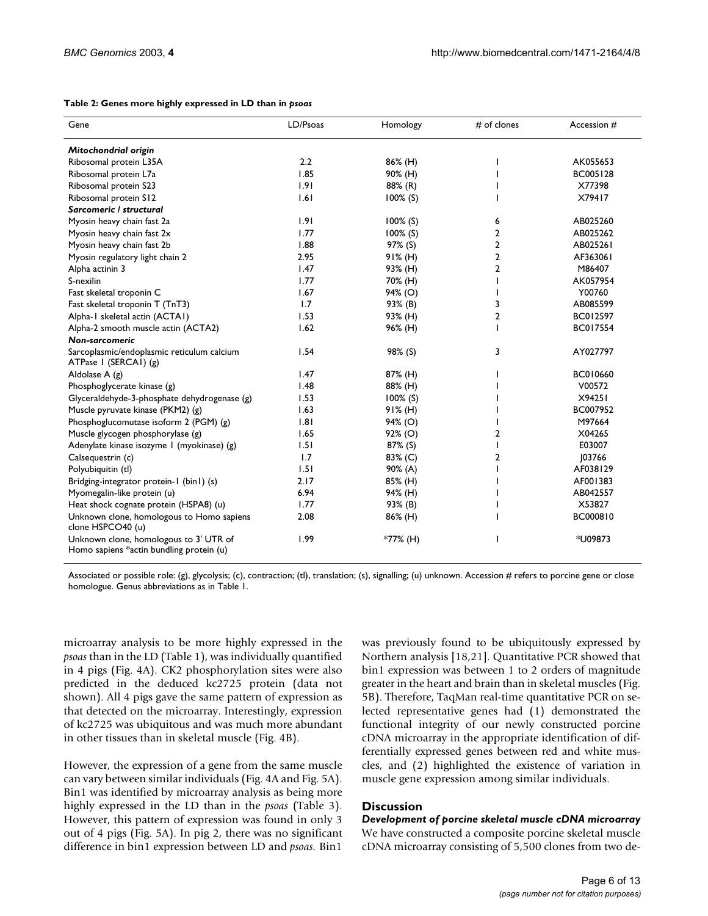**Table 2: Genes more highly expressed in LD than in *psoas***

| Gene | LD/Psoas | Homology | # of clones | Accession # |
| --- | --- | --- | --- | --- |
| ***Mitochondrial origin*** | | | | |
| Ribosomal protein L35A | 2.2 | 86% (H) | 1 | AK055653 |
| Ribosomal protein L7a | 1.85 | 90% (H) | 1 | BC005128 |
| Ribosomal protein S23 | 1.91 | 88% (R) | 1 | X77398 |
| Ribosomal protein S12 | 1.61 | 100% (S) | 1 | X79417 |
| ***Sarcomeric / structural*** | | | | |
| Myosin heavy chain fast 2a | 1.91 | 100% (S) | 6 | AB025260 |
| Myosin heavy chain fast 2x | 1.77 | 100% (S) | 2 | AB025262 |
| Myosin heavy chain fast 2b | 1.88 | 97% (S) | 2 | AB025261 |
| Myosin regulatory light chain 2 | 2.95 | 91% (H) | 2 | AF363061 |
| Alpha actinin 3 | 1.47 | 93% (H) | 2 | M86407 |
| S-nexilin | 1.77 | 70% (H) | 1 | AK057954 |
| Fast skeletal troponin C | 1.67 | 94% (O) | 1 | Y00760 |
| Fast skeletal troponin T (TnT3) | 1.7 | 93% (B) | 3 | AB085599 |
| Alpha-1 skeletal actin (ACTA1) | 1.53 | 93% (H) | 2 | BC012597 |
| Alpha-2 smooth muscle actin (ACTA2) | 1.62 | 96% (H) | 1 | BC017554 |
| ***Non-sarcomeric*** | | | | |
| Sarcoplasmic/endoplasmic reticulum calcium ATPase 1 (SERCA1) (g) | 1.54 | 98% (S) | 3 | AY027797 |
| Aldolase A (g) | 1.47 | 87% (H) | 1 | BC010660 |
| Phosphoglycerate kinase (g) | 1.48 | 88% (H) | 1 | V00572 |
| Glyceraldehyde-3-phosphate dehydrogenase (g) | 1.53 | 100% (S) | 1 | X94251 |
| Muscle pyruvate kinase (PKM2) (g) | 1.63 | 91% (H) | 1 | BC007952 |
| Phosphoglucomutase isoform 2 (PGM) (g) | 1.81 | 94% (O) | 1 | M97664 |
| Muscle glycogen phosphorylase (g) | 1.65 | 92% (O) | 2 | X04265 |
| Adenylate kinase isozyme 1 (myokinase) (g) | 1.51 | 87% (S) | 1 | E03007 |
| Calsequestrin (c) | 1.7 | 83% (C) | 2 | J03766 |
| Polyubiquitin (tl) | 1.51 | 90% (A) | 1 | AF038129 |
| Bridging-integrator protein-1 (bin1) (s) | 2.17 | 85% (H) | 1 | AF001383 |
| Myomegalin-like protein (u) | 6.94 | 94% (H) | 1 | AB042557 |
| Heat shock cognate protein (HSPA8) (u) | 1.77 | 93% (B) | 1 | X53827 |
| Unknown clone, homologous to Homo sapiens clone HSPCO40 (u) | 2.08 | 86% (H) | 1 | BC000810 |
| Unknown clone, homologous to 3' UTR of Homo sapiens *actin bundling protein (u) | 1.99 | *77% (H) | 1 | *U09873 |

Associated or possible role: (g), glycolysis; (c), contraction; (tl), translation; (s), signalling; (u) unknown. Accession # refers to porcine gene or close homologue. Genus abbreviations as in Table 1.

microarray analysis to be more highly expressed in the *psoas* than in the LD (Table 1), was individually quantified in 4 pigs (Fig. 4A). CK2 phosphorylation sites were also predicted in the deduced kc2725 protein (data not shown). All 4 pigs gave the same pattern of expression as that detected on the microarray. Interestingly, expression of kc2725 was ubiquitous and was much more abundant in other tissues than in skeletal muscle (Fig. 4B).

However, the expression of a gene from the same muscle can vary between similar individuals (Fig. 4A and Fig. 5A). Bin1 was identified by microarray analysis as being more highly expressed in the LD than in the *psoas* (Table 3). However, this pattern of expression was found in only 3 out of 4 pigs (Fig. 5A). In pig 2, there was no significant difference in bin1 expression between LD and *psoas*. Bin1 was previously found to be ubiquitously expressed by Northern analysis [18,21]. Quantitative PCR showed that bin1 expression was between 1 to 2 orders of magnitude greater in the heart and brain than in skeletal muscles (Fig. 5B). Therefore, TaqMan real-time quantitative PCR on selected representative genes had (1) demonstrated the functional integrity of our newly constructed porcine cDNA microarray in the appropriate identification of differentially expressed genes between red and white muscles, and (2) highlighted the existence of variation in muscle gene expression among similar individuals.

## Discussion

### *Development of porcine skeletal muscle cDNA microarray*

We have constructed a composite porcine skeletal muscle cDNA microarray consisting of 5,500 clones from two de-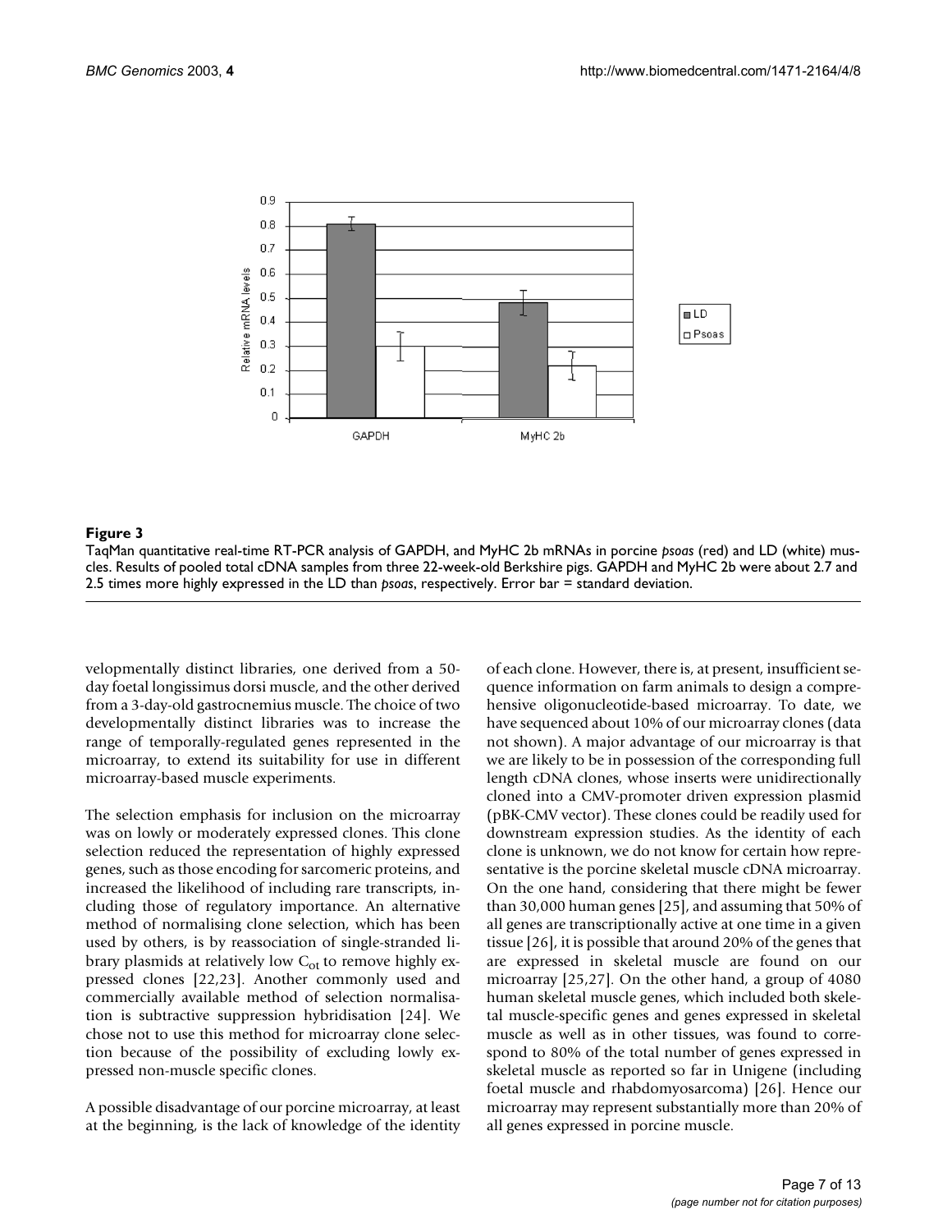**Figure 3**

TaqMan quantitative real-time RT-PCR analysis of GAPDH, and MyHC 2b mRNAs in porcine *psoas* (red) and LD (white) muscles. Results of pooled total cDNA samples from three 22-week-old Berkshire pigs. GAPDH and MyHC 2b were about 2.7 and 2.5 times more highly expressed in the LD than *psoas*, respectively. Error bar = standard deviation.

velopmentally distinct libraries, one derived from a 50-day foetal longissimus dorsi muscle, and the other derived from a 3-day-old gastrocnemius muscle. The choice of two developmentally distinct libraries was to increase the range of temporally-regulated genes represented in the microarray, to extend its suitability for use in different microarray-based muscle experiments.

The selection emphasis for inclusion on the microarray was on lowly or moderately expressed clones. This clone selection reduced the representation of highly expressed genes, such as those encoding for sarcomeric proteins, and increased the likelihood of including rare transcripts, including those of regulatory importance. An alternative method of normalising clone selection, which has been used by others, is by reassociation of single-stranded library plasmids at relatively low $C_{ot}$ to remove highly expressed clones [22,23]. Another commonly used and commercially available method of selection normalisation is subtractive suppression hybridisation [24]. We chose not to use this method for microarray clone selection because of the possibility of excluding lowly expressed non-muscle specific clones.

A possible disadvantage of our porcine microarray, at least at the beginning, is the lack of knowledge of the identity of each clone. However, there is, at present, insufficient sequence information on farm animals to design a comprehensive oligonucleotide-based microarray. To date, we have sequenced about 10% of our microarray clones (data not shown). A major advantage of our microarray is that we are likely to be in possession of the corresponding full length cDNA clones, whose inserts were unidirectionally cloned into a CMV-promoter driven expression plasmid (pBK-CMV vector). These clones could be readily used for downstream expression studies. As the identity of each clone is unknown, we do not know for certain how representative is the porcine skeletal muscle cDNA microarray. On the one hand, considering that there might be fewer than 30,000 human genes [25], and assuming that 50% of all genes are transcriptionally active at one time in a given tissue [26], it is possible that around 20% of the genes that are expressed in skeletal muscle are found on our microarray [25,27]. On the other hand, a group of 4080 human skeletal muscle genes, which included both skeletal muscle-specific genes and genes expressed in skeletal muscle as well as in other tissues, was found to correspond to 80% of the total number of genes expressed in skeletal muscle as reported so far in Unigene (including foetal muscle and rhabdomyosarcoma) [26]. Hence our microarray may represent substantially more than 20% of all genes expressed in porcine muscle.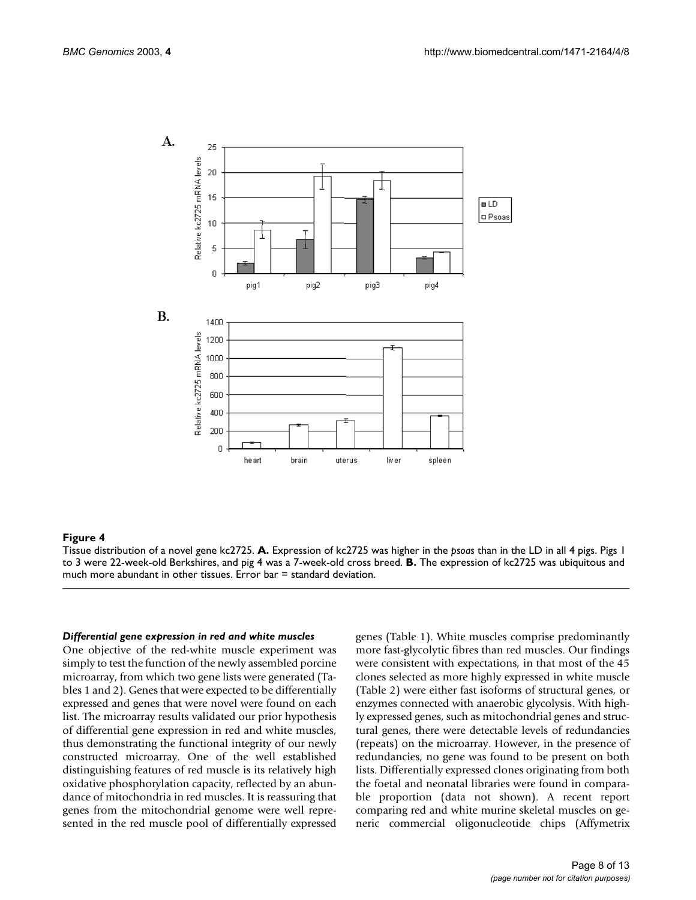**Figure 4**

Tissue distribution of a novel gene kc2725. **A.** Expression of kc2725 was higher in the *psoas* than in the LD in all 4 pigs. Pigs 1 to 3 were 22-week-old Berkshires, and pig 4 was a 7-week-old cross breed. **B.** The expression of kc2725 was ubiquitous and much more abundant in other tissues. Error bar = standard deviation.

#### *Differential gene expression in red and white muscles*

One objective of the red-white muscle experiment was simply to test the function of the newly assembled porcine microarray, from which two gene lists were generated (Tables 1 and 2). Genes that were expected to be differentially expressed and genes that were novel were found on each list. The microarray results validated our prior hypothesis of differential gene expression in red and white muscles, thus demonstrating the functional integrity of our newly constructed microarray. One of the well established distinguishing features of red muscle is its relatively high oxidative phosphorylation capacity, reflected by an abundance of mitochondria in red muscles. It is reassuring that genes from the mitochondrial genome were well represented in the red muscle pool of differentially expressed genes (Table 1). White muscles comprise predominantly more fast-glycolytic fibres than red muscles. Our findings were consistent with expectations, in that most of the 45 clones selected as more highly expressed in white muscle (Table 2) were either fast isoforms of structural genes, or enzymes connected with anaerobic glycolysis. With highly expressed genes, such as mitochondrial genes and structural genes, there were detectable levels of redundancies (repeats) on the microarray. However, in the presence of redundancies, no gene was found to be present on both lists. Differentially expressed clones originating from both the foetal and neonatal libraries were found in comparable proportion (data not shown). A recent report comparing red and white murine skeletal muscles on generic commercial oligonucleotide chips (Affymetrix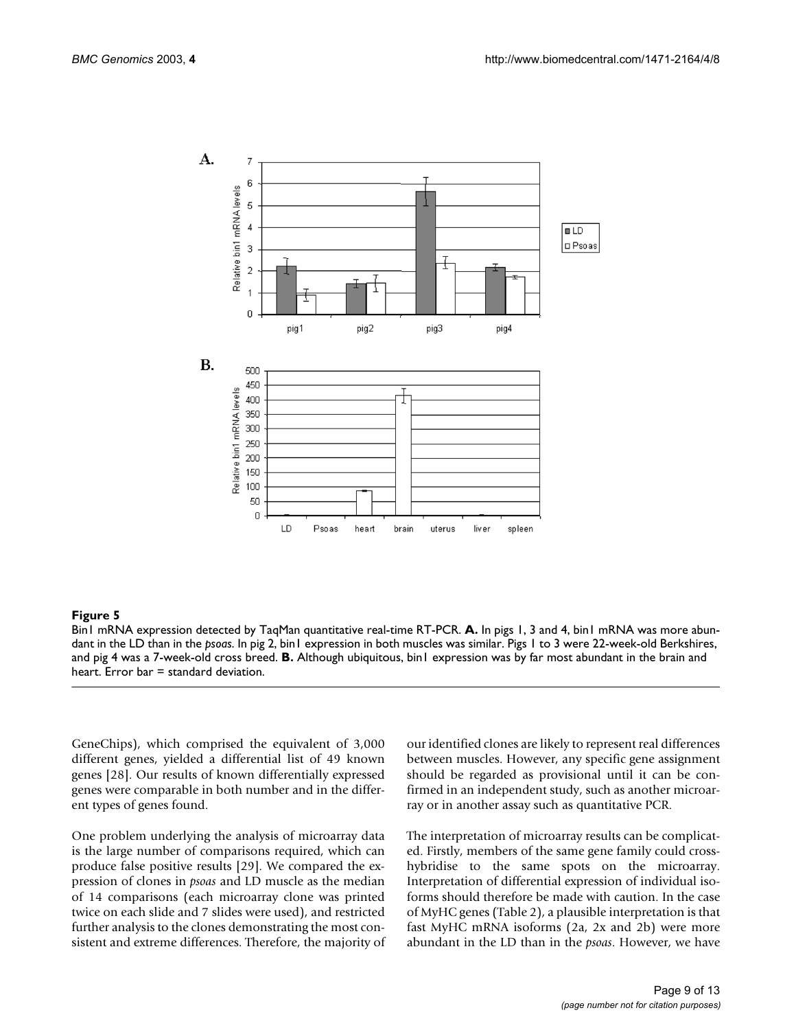**Figure 5**

Bin1 mRNA expression detected by TaqMan quantitative real-time RT-PCR. **A.** In pigs 1, 3 and 4, bin1 mRNA was more abundant in the LD than in the *psoas*. In pig 2, bin1 expression in both muscles was similar. Pigs 1 to 3 were 22-week-old Berkshires, and pig 4 was a 7-week-old cross breed. **B.** Although ubiquitous, bin1 expression was by far most abundant in the brain and heart. Error bar = standard deviation.

GeneChips), which comprised the equivalent of 3,000 different genes, yielded a differential list of 49 known genes [28]. Our results of known differentially expressed genes were comparable in both number and in the different types of genes found.

One problem underlying the analysis of microarray data is the large number of comparisons required, which can produce false positive results [29]. We compared the expression of clones in *psoas* and LD muscle as the median of 14 comparisons (each microarray clone was printed twice on each slide and 7 slides were used), and restricted further analysis to the clones demonstrating the most consistent and extreme differences. Therefore, the majority of our identified clones are likely to represent real differences between muscles. However, any specific gene assignment should be regarded as provisional until it can be confirmed in an independent study, such as another microarray or in another assay such as quantitative PCR.

The interpretation of microarray results can be complicated. Firstly, members of the same gene family could cross-hybridise to the same spots on the microarray. Interpretation of differential expression of individual isoforms should therefore be made with caution. In the case of MyHC genes (Table 2), a plausible interpretation is that fast MyHC mRNA isoforms (2a, 2x and 2b) were more abundant in the LD than in the *psoas*. However, we have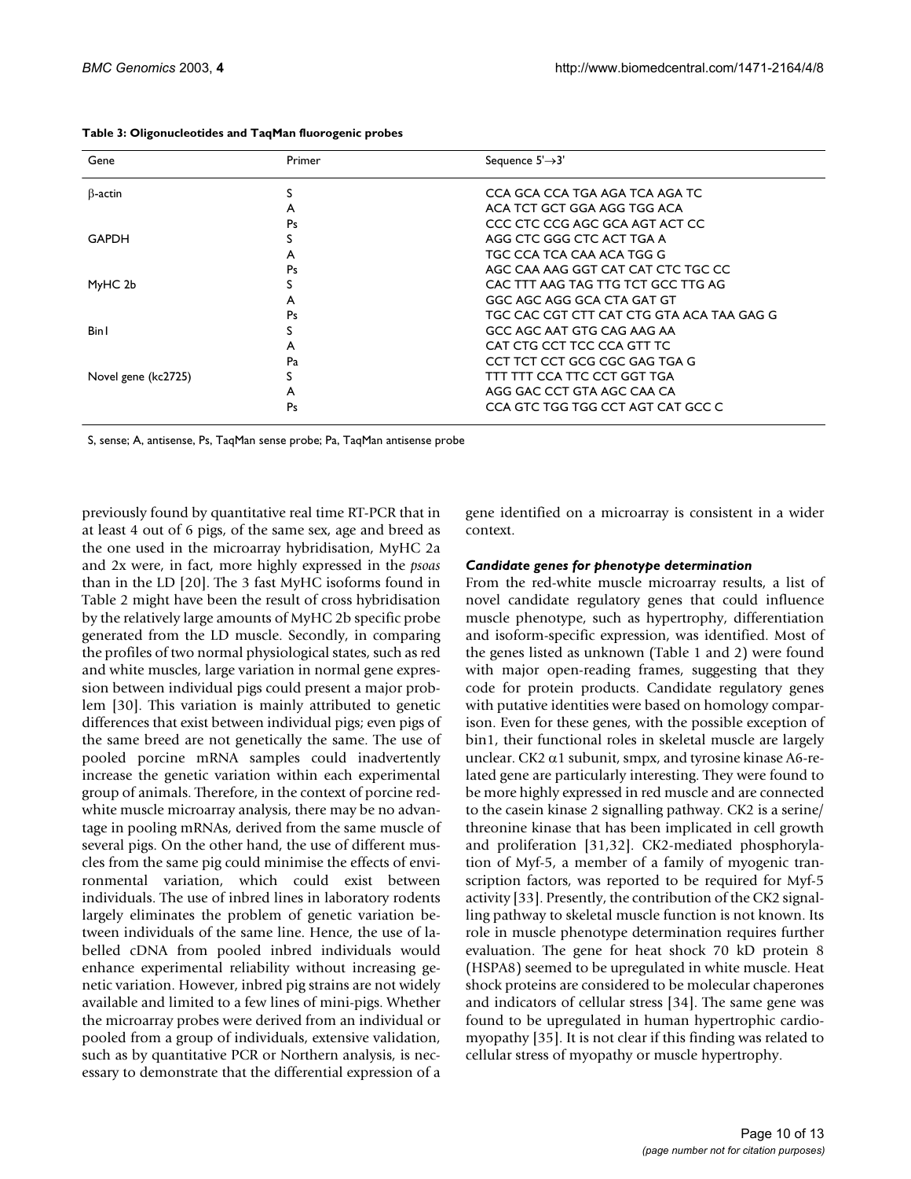**Table 3: Oligonucleotides and TaqMan fluorogenic probes**

| Gene | Primer | Sequence 5'→3' |
|---|---|---|
| β-actin | S | CCA GCA CCA TGA AGA TCA AGA TC |
| | A | ACA TCT GCT GGA AGG TGG ACA |
| | Ps | CCC CTC CCG AGC GCA AGT ACT CC |
| GAPDH | S | AGG CTC GGG CTC ACT TGA A |
| | A | TGC CCA TCA CAA ACA TGG G |
| | Ps | AGC CAA AAG GGT CAT CAT CTC TGC CC |
| MyHC 2b | S | CAC TTT AAG TAG TTG TCT GCC TTG AG |
| | A | GGC AGC AGG GCA CTA GAT GT |
| | Ps | TGC CAC CGT CTT CAT CTG GTA ACA TAA GAG G |
| Bin1 | S | GCC AGC AAT GTG CAG AAG AA |
| | A | CAT CTG CCT TCC CCA GTT TC |
| | Pa | CCT TCT CCT GCG CGC GAG TGA G |
| Novel gene (kc2725) | S | TTT TTT CCA TTC CCT GGT TGA |
| | A | AGG GAC CCT GTA AGC CAA CA |
| | Ps | CCA GTC TGG TGG CCT AGT CAT GCC C |

S, sense; A, antisense, Ps, TaqMan sense probe; Pa, TaqMan antisense probe

previously found by quantitative real time RT-PCR that in at least 4 out of 6 pigs, of the same sex, age and breed as the one used in the microarray hybridisation, MyHC 2a and 2x were, in fact, more highly expressed in the *psoas* than in the LD [20]. The 3 fast MyHC isoforms found in Table 2 might have been the result of cross hybridisation by the relatively large amounts of MyHC 2b specific probe generated from the LD muscle. Secondly, in comparing the profiles of two normal physiological states, such as red and white muscles, large variation in normal gene expression between individual pigs could present a major problem [30]. This variation is mainly attributed to genetic differences that exist between individual pigs; even pigs of the same breed are not genetically the same. The use of pooled porcine mRNA samples could inadvertently increase the genetic variation within each experimental group of animals. Therefore, in the context of porcine red-white muscle microarray analysis, there may be no advantage in pooling mRNAs, derived from the same muscle of several pigs. On the other hand, the use of different muscles from the same pig could minimise the effects of environmental variation, which could exist between individuals. The use of inbred lines in laboratory rodents largely eliminates the problem of genetic variation between individuals of the same line. Hence, the use of labelled cDNA from pooled inbred individuals would enhance experimental reliability without increasing genetic variation. However, inbred pig strains are not widely available and limited to a few lines of mini-pigs. Whether the microarray probes were derived from an individual or pooled from a group of individuals, extensive validation, such as by quantitative PCR or Northern analysis, is necessary to demonstrate that the differential expression of a gene identified on a microarray is consistent in a wider context.

### *Candidate genes for phenotype determination*

From the red-white muscle microarray results, a list of novel candidate regulatory genes that could influence muscle phenotype, such as hypertrophy, differentiation and isoform-specific expression, was identified. Most of the genes listed as unknown (Table 1 and 2) were found with major open-reading frames, suggesting that they code for protein products. Candidate regulatory genes with putative identities were based on homology comparison. Even for these genes, with the possible exception of bin1, their functional roles in skeletal muscle are largely unclear. CK2 α1 subunit, smpx, and tyrosine kinase A6-related gene are particularly interesting. They were found to be more highly expressed in red muscle and are connected to the casein kinase 2 signalling pathway. CK2 is a serine/threonine kinase that has been implicated in cell growth and proliferation [31,32]. CK2-mediated phosphorylation of Myf-5, a member of a family of myogenic transcription factors, was reported to be required for Myf-5 activity [33]. Presently, the contribution of the CK2 signalling pathway to skeletal muscle function is not known. Its role in muscle phenotype determination requires further evaluation. The gene for heat shock 70 kD protein 8 (HSPA8) seemed to be upregulated in white muscle. Heat shock proteins are considered to be molecular chaperones and indicators of cellular stress [34]. The same gene was found to be upregulated in human hypertrophic cardiomyopathy [35]. It is not clear if this finding was related to cellular stress of myopathy or muscle hypertrophy.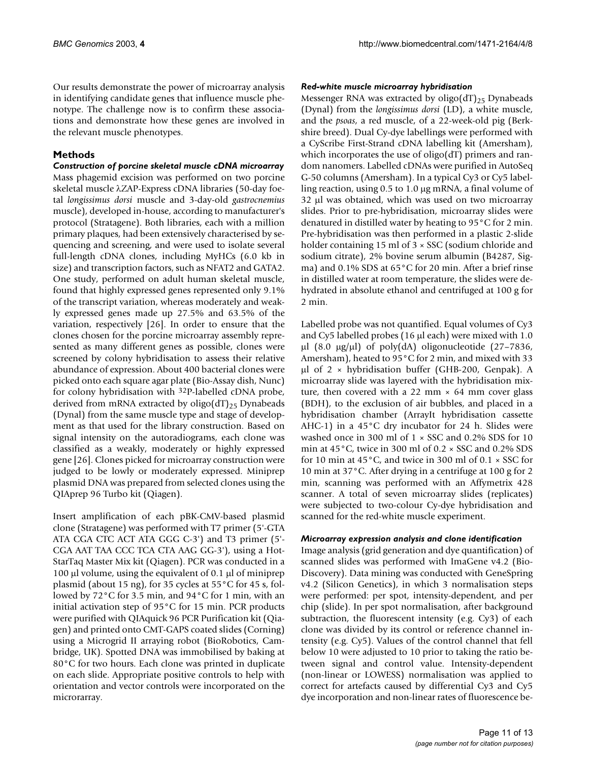Our results demonstrate the power of microarray analysis in identifying candidate genes that influence muscle phenotype. The challenge now is to confirm these associations and demonstrate how these genes are involved in the relevant muscle phenotypes.

## Methods

### Construction of porcine skeletal muscle cDNA microarray

Mass phagemid excision was performed on two porcine skeletal muscle λZAP-Express cDNA libraries (50-day foetal *longissimus dorsi* muscle and 3-day-old *gastrocnemius* muscle), developed in-house, according to manufacturer's protocol (Stratagene). Both libraries, each with a million primary plaques, had been extensively characterised by sequencing and screening, and were used to isolate several full-length cDNA clones, including MyHCs (6.0 kb in size) and transcription factors, such as NFAT2 and GATA2. One study, performed on adult human skeletal muscle, found that highly expressed genes represented only 9.1% of the transcript variation, whereas moderately and weakly expressed genes made up 27.5% and 63.5% of the variation, respectively [26]. In order to ensure that the clones chosen for the porcine microarray assembly represented as many different genes as possible, clones were screened by colony hybridisation to assess their relative abundance of expression. About 400 bacterial clones were picked onto each square agar plate (Bio-Assay dish, Nunc) for colony hybridisation with $^{32}$P-labelled cDNA probe, derived from mRNA extracted by oligo$(dT)_{25}$ Dynabeads (Dynal) from the same muscle type and stage of development as that used for the library construction. Based on signal intensity on the autoradiograms, each clone was classified as a weakly, moderately or highly expressed gene [26]. Clones picked for microarray construction were judged to be lowly or moderately expressed. Miniprep plasmid DNA was prepared from selected clones using the QIAprep 96 Turbo kit (Qiagen).

Insert amplification of each pBK-CMV-based plasmid clone (Stratagene) was performed with T7 primer (5'-GTA ATA CGA CTC ACT ATA GGG C-3') and T3 primer (5'-CGA AAT TAA CCC TCA CTA AAG GG-3'), using a HotStarTaq Master Mix kit (Qiagen). PCR was conducted in a 100 µl volume, using the equivalent of 0.1 µl of miniprep plasmid (about 15 ng), for 35 cycles at 55°C for 45 s, followed by 72°C for 3.5 min, and 94°C for 1 min, with an initial activation step of 95°C for 15 min. PCR products were purified with QIAquick 96 PCR Purification kit (Qiagen) and printed onto CMT-GAPS coated slides (Corning) using a Microgrid II arraying robot (BioRobotics, Cambridge, UK). Spotted DNA was immobilised by baking at 80°C for two hours. Each clone was printed in duplicate on each slide. Appropriate positive controls to help with orientation and vector controls were incorporated on the microrarray.

### Red-white muscle microarray hybridisation

Messenger RNA was extracted by oligo$(dT)_{25}$ Dynabeads (Dynal) from the *longissimus dorsi* (LD), a white muscle, and the *psoas*, a red muscle, of a 22-week-old pig (Berkshire breed). Dual Cy-dye labellings were performed with a CyScribe First-Strand cDNA labelling kit (Amersham), which incorporates the use of oligo(dT) primers and random nanomers. Labelled cDNAs were purified in AutoSeq G-50 columns (Amersham). In a typical Cy3 or Cy5 labelling reaction, using 0.5 to 1.0 µg mRNA, a final volume of 32 µl was obtained, which was used on two microarray slides. Prior to pre-hybridisation, microarray slides were denatured in distilled water by heating to 95°C for 2 min. Pre-hybridisation was then performed in a plastic 2-slide holder containing 15 ml of 3 × SSC (sodium chloride and sodium citrate), 2% bovine serum albumin (B4287, Sigma) and 0.1% SDS at 65°C for 20 min. After a brief rinse in distilled water at room temperature, the slides were dehydrated in absolute ethanol and centrifuged at 100 g for 2 min.

Labelled probe was not quantified. Equal volumes of Cy3 and Cy5 labelled probes (16 µl each) were mixed with 1.0 µl (8.0 µg/µl) of poly(dA) oligonucleotide (27–7836, Amersham), heated to 95°C for 2 min, and mixed with 33 µl of 2 × hybridisation buffer (GHB-200, Genpak). A microarray slide was layered with the hybridisation mixture, then covered with a 22 mm × 64 mm cover glass (BDH), to the exclusion of air bubbles, and placed in a hybridisation chamber (ArrayIt hybridisation cassette AHC-1) in a 45°C dry incubator for 24 h. Slides were washed once in 300 ml of 1 × SSC and 0.2% SDS for 10 min at 45°C, twice in 300 ml of 0.2 × SSC and 0.2% SDS for 10 min at 45°C, and twice in 300 ml of 0.1 × SSC for 10 min at 37°C. After drying in a centrifuge at 100 g for 2 min, scanning was performed with an Affymetrix 428 scanner. A total of seven microarray slides (replicates) were subjected to two-colour Cy-dye hybridisation and scanned for the red-white muscle experiment.

### Microarray expression analysis and clone identification

Image analysis (grid generation and dye quantification) of scanned slides was performed with ImaGene v4.2 (BioDiscovery). Data mining was conducted with GeneSpring v4.2 (Silicon Genetics), in which 3 normalisation steps were performed: per spot, intensity-dependent, and per chip (slide). In per spot normalisation, after background subtraction, the fluorescent intensity (e.g. Cy3) of each clone was divided by its control or reference channel intensity (e.g. Cy5). Values of the control channel that fell below 10 were adjusted to 10 prior to taking the ratio between signal and control value. Intensity-dependent (non-linear or LOWESS) normalisation was applied to correct for artefacts caused by differential Cy3 and Cy5 dye incorporation and non-linear rates of fluorescence be-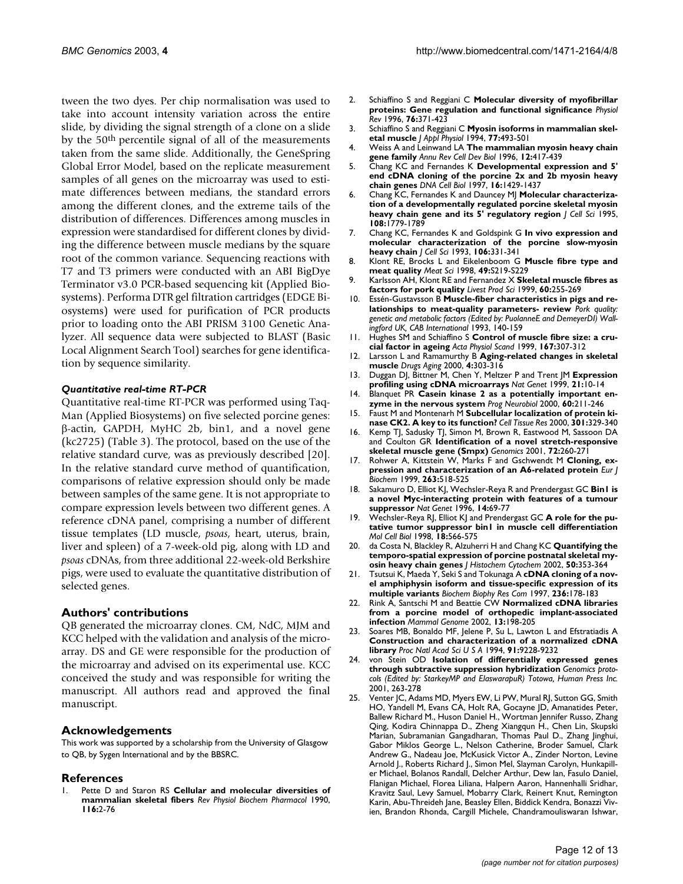tween the two dyes. Per chip normalisation was used to take into account intensity variation across the entire slide, by dividing the signal strength of a clone on a slide by the 50th percentile signal of all of the measurements taken from the same slide. Additionally, the GeneSpring Global Error Model, based on the replicate measurement samples of all genes on the microarray was used to estimate differences between medians, the standard errors among the different clones, and the extreme tails of the distribution of differences. Differences among muscles in expression were standardised for different clones by dividing the difference between muscle medians by the square root of the common variance. Sequencing reactions with T7 and T3 primers were conducted with an ABI BigDye Terminator v3.0 PCR-based sequencing kit (Applied Biosystems). Performa DTR gel filtration cartridges (EDGE Biosystems) were used for purification of PCR products prior to loading onto the ABI PRISM 3100 Genetic Analyzer. All sequence data were subjected to BLAST (Basic Local Alignment Search Tool) searches for gene identification by sequence similarity.

### *Quantitative real-time RT-PCR*

Quantitative real-time RT-PCR was performed using TaqMan (Applied Biosystems) on five selected porcine genes: β-actin, GAPDH, MyHC 2b, bin1, and a novel gene (kc2725) (Table 3). The protocol, based on the use of the relative standard curve, was as previously described [20]. In the relative standard curve method of quantification, comparisons of relative expression should only be made between samples of the same gene. It is not appropriate to compare expression levels between two different genes. A reference cDNA panel, comprising a number of different tissue templates (LD muscle, *psoas*, heart, uterus, brain, liver and spleen) of a 7-week-old pig, along with LD and *psoas* cDNAs, from three additional 22-week-old Berkshire pigs, were used to evaluate the quantitative distribution of selected genes.

## Authors' contributions

QB generated the microarray clones. CM, NdC, MJM and KCC helped with the validation and analysis of the microarray. DS and GE were responsible for the production of the microarray and advised on its experimental use. KCC conceived the study and was responsible for writing the manuscript. All authors read and approved the final manuscript.

## Acknowledgements

This work was supported by a scholarship from the University of Glasgow to QB, by Sygen International and by the BBSRC.

## References

1. Pette D and Staron RS **Cellular and molecular diversities of mammalian skeletal fibers** *Rev Physiol Biochem Pharmacol* 1990, **116:**2-76
2. Schiaffino S and Reggiani C **Molecular diversity of myofibrillar proteins: Gene regulation and functional significance** *Physiol Rev* 1996, **76:**371-423
3. Schiaffino S and Reggiani C **Myosin isoforms in mammalian skeletal muscle** *J Appl Physiol* 1994, **77:**493-501
4. Weiss A and Leinwand LA **The mammalian myosin heavy chain gene family** *Annu Rev Cell Dev Biol* 1996, **12:**417-439
5. Chang KC and Fernandes K **Developmental expression and 5' end cDNA cloning of the porcine 2x and 2b myosin heavy chain genes** *DNA Cell Biol* 1997, **16:**1429-1437
6. Chang KC, Fernandes K and Dauncey MJ **Molecular characterization of a developmentally regulated porcine skeletal myosin heavy chain gene and its 5' regulatory region** *J Cell Sci* 1995, **108:**1779-1789
7. Chang KC, Fernandes K and Goldspink G **In vivo expression and molecular characterization of the porcine slow-myosin heavy chain** *J Cell Sci* 1993, **106:**331-341
8. Klont RE, Brocks L and Eikelenboom G **Muscle fibre type and meat quality** *Meat Sci* 1998, **49:**S219-S229
9. Karlsson AH, Klont RE and Fernandez X **Skeletal muscle fibres as factors for pork quality** *Livest Prod Sci* 1999, **60:**255-269
10. Essén-Gustavsson B **Muscle-fiber characteristics in pigs and relationships to meat-quality parameters- review** *Pork quality: genetic and metabolic factors (Edited by: PuolanneE and DemeyerDI) Wallingford UK, CAB International* 1993, 140-159
11. Hughes SM and Schiaffino S **Control of muscle fibre size: a crucial factor in ageing** *Acta Physiol Scand* 1999, **167:**307-312
12. Larsson L and Ramamurthy B **Aging-related changes in skeletal muscle** *Drugs Aging* 2000, **4:**303-316
13. Duggan DJ, Bittner M, Chen Y, Meltzer P and Trent JM **Expression profiling using cDNA microarrays** *Nat Genet* 1999, **21:**10-14
14. Blanquet PR **Casein kinase 2 as a potentially important enzyme in the nervous system** *Prog Neurobiol* 2000, **60:**211-246
15. Faust M and Montenarh M **Subcellular localization of protein kinase CK2. A key to its function?** *Cell Tissue Res* 2000, **301:**329-340
16. Kemp TJ, Sadusky TJ, Simon M, Brown R, Eastwood M, Sassoon DA and Coulton GR **Identification of a novel stretch-responsive skeletal muscle gene (Smpx)** *Genomics* 2001, **72:**260-271
17. Rohwer A, Kittstein W, Marks F and Gschwendt M **Cloning, expression and characterization of an A6-related protein** *Eur J Biochem* 1999, **263:**518-525
18. Sakamuro D, Elliot KJ, Wechsler-Reya R and Prendergast GC **Bin1 is a novel Myc-interacting protein with features of a tumour suppressor** *Nat Genet* 1996, **14:**69-77
19. Wechsler-Reya RJ, Elliot KJ and Prendergast GC **A role for the putative tumor suppressor bin1 in muscle cell differentiation** *Mol Cell Biol* 1998, **18:**566-575
20. da Costa N, Blackley R, Alzuherri H and Chang KC **Quantifying the temporo-spatial expression of porcine postnatal skeletal myosin heavy chain genes** *J Histochem Cytochem* 2002, **50:**353-364
21. Tsutsui K, Maeda Y, Seki S and Tokunaga A **cDNA cloning of a novel amphiphysin isoform and tissue-specific expression of its multiple variants** *Biochem Biophy Res Com* 1997, **236:**178-183
22. Rink A, Santschi M and Beattie CW **Normalized cDNA libraries from a porcine model of orthopedic implant-associated infection** *Mammal Genome* 2002, **13:**198-205
23. Soares MB, Bonaldo MF, Jelene P, Su L, Lawton L and Efstratiadis A **Construction and characterization of a normalized cDNA library** *Proc Natl Acad Sci U S A* 1994, **91:**9228-9232
24. von Stein OD **Isolation of differentially expressed genes through subtractive suppression hybridization** *Genomics protocols (Edited by: StarkeyMP and ElaswarapuR) Totowa, Human Press Inc.* 2001, 263-278
25. Venter JC, Adams MD, Myers EW, Li PW, Mural RJ, Sutton GG, Smith HO, Yandell M, Evans CA, Holt RA, Gocayne JD, Amanatides Peter, Ballew Richard M., Huson Daniel H., Wortman Jennifer Russo, Zhang Qing, Kodira Chinnappa D., Zheng Xiangqun H., Chen Lin, Skupski Marian, Subramanian Gangadharan, Thomas Paul D., Zhang Jinghui, Gabor Miklos George L., Nelson Catherine, Broder Samuel, Clark Andrew G., Nadeau Joe, McKusick Victor A., Zinder Norton, Levine Arnold J., Roberts Richard J., Simon Mel, Slayman Carolyn, Hunkapiller Michael, Bolanos Randall, Delcher Arthur, Dew Ian, Fasulo Daniel, Flanigan Michael, Florea Liliana, Halpern Aaron, Hannenhalli Sridhar, Kravitz Saul, Levy Samuel, Mobarry Clark, Reinert Knut, Remington Karin, Abu-Threideh Jane, Beasley Ellen, Biddick Kendra, Bonazzi Vivien, Brandon Rhonda, Cargill Michele, Chandramouliswaran Ishwar,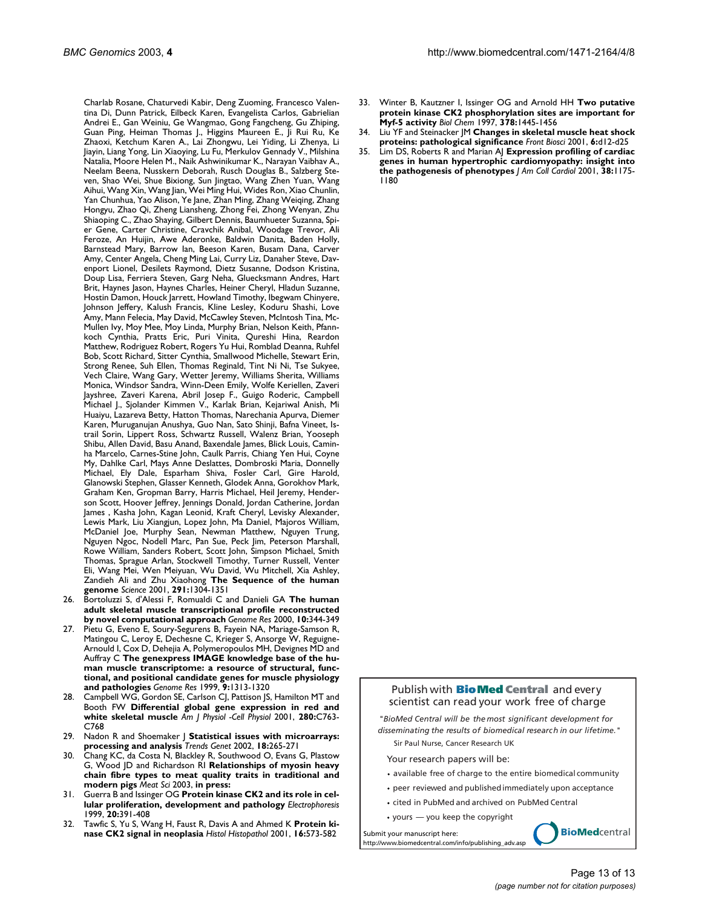Charlab Rosane, Chaturvedi Kabir, Deng Zuoming, Francesco Valentina Di, Dunn Patrick, Eilbeck Karen, Evangelista Carlos, Gabrielian Andrei E., Gan Weiniu, Ge Wangmao, Gong Fangcheng, Gu Zhiping, Guan Ping, Heiman Thomas J., Higgins Maureen E., Ji Rui Ru, Ke Zhaoxi, Ketchum Karen A., Lai Zhongwu, Lei Yiding, Li Zhenya, Li Jiayin, Liang Yong, Lin Xiaoying, Lu Fu, Merkulov Gennady V., Milshina Natalia, Moore Helen M., Naik Ashwinikumar K., Narayan Vaibhav A., Neelam Beena, Nusskern Deborah, Rusch Douglas B., Salzberg Steven, Shao Wei, Shue Bixiong, Sun Jingtao, Wang Zhen Yuan, Wang Aihui, Wang Xin, Wang Jian, Wei Ming Hui, Wides Ron, Xiao Chunlin, Yan Chunhua, Yao Alison, Ye Jane, Zhan Ming, Zhang Weiqing, Zhang Hongyu, Zhao Qi, Zheng Liansheng, Zhong Fei, Zhong Wenyan, Zhu Shiaoping C., Zhao Shaying, Gilbert Dennis, Baumhueter Suzanna, Spier Gene, Carter Christine, Cravchik Anibal, Woodage Trevor, Ali Feroze, An Huijin, Awe Aderonke, Baldwin Danita, Baden Holly, Barnstead Mary, Barrow Ian, Beeson Karen, Busam Dana, Carver Amy, Center Angela, Cheng Ming Lai, Curry Liz, Danaher Steve, Davenport Lionel, Desilets Raymond, Dietz Susanne, Dodson Kristina, Doup Lisa, Ferriera Steven, Garg Neha, Gluecksmann Andres, Hart Brit, Haynes Jason, Haynes Charles, Heiner Cheryl, Hladun Suzanne, Hostin Damon, Houck Jarrett, Howland Timothy, Ibegwam Chinyere, Johnson Jeffery, Kalush Francis, Kline Lesley, Koduru Shashi, Love Amy, Mann Felecia, May David, McCawley Steven, McIntosh Tina, McMullen Ivy, Moy Mee, Moy Linda, Murphy Brian, Nelson Keith, Pfannkoch Cynthia, Pratts Eric, Puri Vinita, Qureshi Hina, Reardon Matthew, Rodriguez Robert, Rogers Yu Hui, Romblad Deanna, Ruhfel Bob, Scott Richard, Sitter Cynthia, Smallwood Michelle, Stewart Erin, Strong Renee, Suh Ellen, Thomas Reginald, Tint Ni Ni, Tse Sukyee, Vech Claire, Wang Gary, Wetter Jeremy, Williams Sherita, Williams Monica, Windsor Sandra, Winn-Deen Emily, Wolfe Keriellen, Zaveri Jayshree, Zaveri Karena, Abril Josep F., Guigo Roderic, Campbell Michael J., Sjolander Kimmen V., Karlak Brian, Kejariwal Anish, Mi Huaiyu, Lazareva Betty, Hatton Thomas, Narechania Apurva, Diemer Karen, Muruganujan Anushya, Guo Nan, Sato Shinji, Bafna Vineet, Istrail Sorin, Lippert Ross, Schwartz Russell, Walenz Brian, Yooseph Shibu, Allen David, Basu Anand, Baxendale James, Blick Louis, Caminha Marcelo, Carnes-Stine John, Caulk Parris, Chiang Yen Hui, Coyne My, Dahlke Carl, Mays Anne Deslattes, Dombroski Maria, Donnelly Michael, Ely Dale, Esparham Shiva, Fosler Carl, Gire Harold, Glanowski Stephen, Glasser Kenneth, Glodek Anna, Gorokhov Mark, Graham Ken, Gropman Barry, Harris Michael, Heil Jeremy, Henderson Scott, Hoover Jeffrey, Jennings Donald, Jordan Catherine, Jordan James , Kasha John, Kagan Leonid, Kraft Cheryl, Levisky Alexander, Lewis Mark, Liu Xiangjun, Lopez John, Ma Daniel, Majoros William, McDaniel Joe, Murphy Sean, Newman Matthew, Nguyen Trung, Nguyen Ngoc, Nodell Marc, Pan Sue, Peck Jim, Peterson Marshall, Rowe William, Sanders Robert, Scott John, Simpson Michael, Smith Thomas, Sprague Arlan, Stockwell Timothy, Turner Russell, Venter Eli, Wang Mei, Wen Meiyuan, Wu David, Wu Mitchell, Xia Ashley, Zandieh Ali and Zhu Xiaohong **The Sequence of the human genome** *Science* 2001, **291:**1304-1351

26. Bortoluzzi S, d'Alessi F, Romualdi C and Danieli GA **The human adult skeletal muscle transcriptional profile reconstructed by novel computational approach** *Genome Res* 2000, **10:**344-349
27. Pietu G, Eveno E, Soury-Segurens B, Fayein NA, Mariage-Samson R, Matingou C, Leroy E, Dechesne C, Krieger S, Ansorge W, Reguigne-Arnould I, Cox D, Dehejia A, Polymeropoulos MH, Devignes MD and Auffray C **The genexpress IMAGE knowledge base of the human muscle transcriptome: a resource of structural, functional, and positional candidate genes for muscle physiology and pathologies** *Genome Res* 1999, **9:**1313-1320
28. Campbell WG, Gordon SE, Carlson CJ, Pattison JS, Hamilton MT and Booth FW **Differential global gene expression in red and white skeletal muscle** *Am J Physiol -Cell Physiol* 2001, **280:**C763-C768
29. Nadon R and Shoemaker J **Statistical issues with microarrays: processing and analysis** *Trends Genet* 2002, **18:**265-271
30. Chang KC, da Costa N, Blackley R, Southwood O, Evans G, Plastow G, Wood JD and Richardson RI **Relationships of myosin heavy chain fibre types to meat quality traits in traditional and modern pigs** *Meat Sci* 2003, **in press:**
31. Guerra B and Issinger OG **Protein kinase CK2 and its role in cellular proliferation, development and pathology** *Electrophoresis* 1999, **20:**391-408
32. Tawfic S, Yu S, Wang H, Faust R, Davis A and Ahmed K **Protein kinase CK2 signal in neoplasia** *Histol Histopathol* 2001, **16:**573-582
33. Winter B, Kautzner I, Issinger OG and Arnold HH **Two putative protein kinase CK2 phosphorylation sites are important for Myf-5 activity** *Biol Chem* 1997, **378:**1445-1456
34. Liu YF and Steinacker JM **Changes in skeletal muscle heat shock proteins: pathological significance** *Front Biosci* 2001, **6:**d12-d25
35. Lim DS, Roberts R and Marian AJ **Expression profiling of cardiac genes in human hypertrophic cardiomyopathy: insight into the pathogenesis of phenotypes** *J Am Coll Cardiol* 2001, **38:**1175-1180

Publish with **BioMed Central** and every scientist can read your work free of charge

*"BioMed Central will be the most significant development for disseminating the results of biomedical research in our lifetime."*
Sir Paul Nurse, Cancer Research UK

Your research papers will be:

- available free of charge to the entire biomedical community
- peer reviewed and published immediately upon acceptance
- cited in PubMed and archived on PubMed Central
- yours — you keep the copyright

Submit your manuscript here:
http://www.biomedcentral.com/info/publishing_adv.asp

BioMedcentral